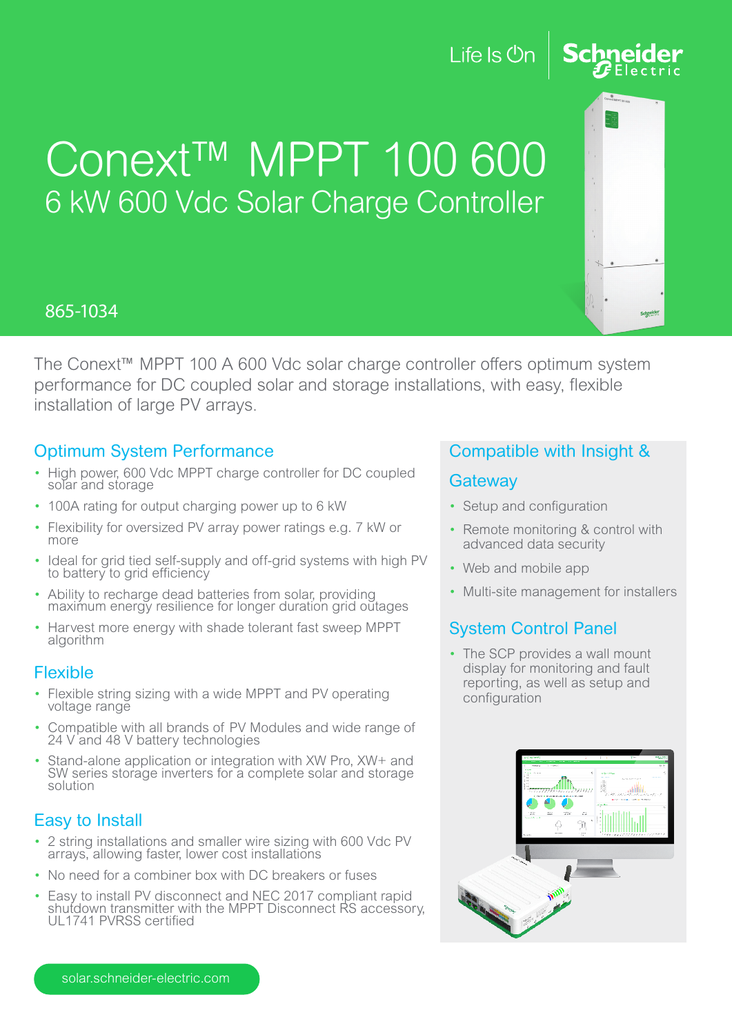Life Is On | Schneider Electric

# Conext™ MPPT 100 600

## 6 kW 600 Vdc Solar Charge Controller

865-1034

The Conext™ MPPT 100 A 600 Vdc solar charge controller offers optimum system performance for DC coupled solar and storage installations, with easy, flexible installation of large PV arrays.

### Optimum System Performance

- High power, 600 Vdc MPPT charge controller for DC coupled solar and storage
- 100A rating for output charging power up to 6 kW
- Flexibility for oversized PV array power ratings e.g. 7 kW or more
- Ideal for grid tied self-supply and off-grid systems with high PV to battery to grid efficiency
- Ability to recharge dead batteries from solar, providing maximum energy resilience for longer duration grid outages
- Harvest more energy with shade tolerant fast sweep MPPT algorithm

### Flexible

- Flexible string sizing with a wide MPPT and PV operating voltage range
- Compatible with all brands of PV Modules and wide range of 24 V and 48 V battery technologies
- Stand-alone application or integration with XW Pro, XW+ and SW series storage inverters for a complete solar and storage solution

### Easy to Install

- 2 string installations and smaller wire sizing with 600 Vdc PV arrays, allowing faster, lower cost installations
- No need for a combiner box with DC breakers or fuses
- Easy to install PV disconnect and NEC 2017 compliant rapid shutdown transmitter with the MPPT Disconnect RS accessory, UL1741 PVRSS certified

### Compatible with Insight & Gateway

- Setup and configuration
- Remote monitoring & control with advanced data security
- Web and mobile app
- Multi-site management for installers

### System Control Panel

- The SCP provides a wall mount display for monitoring and fault reporting, as well as setup and configuration

solar.schneider-electric.com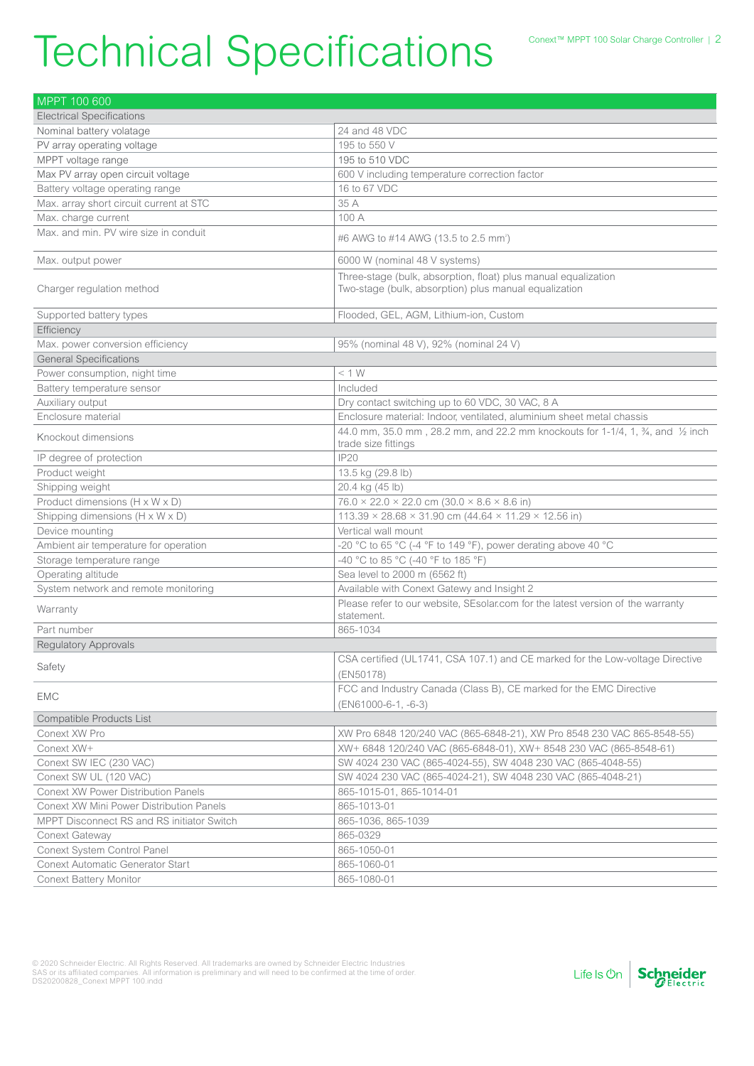# Technical Specifications

| MPPT 100 600 | |
|---|---|
| **Electrical Specifications** | |
| Nominal battery volatage | 24 and 48 VDC |
| PV array operating voltage | 195 to 550 V |
| MPPT voltage range | 195 to 510 VDC |
| Max PV array open circuit voltage | 600 V including temperature correction factor |
| Battery voltage operating range | 16 to 67 VDC |
| Max. array short circuit current at STC | 35 A |
| Max. charge current | 100 A |
| Max. and min. PV wire size in conduit | #6 AWG to #14 AWG (13.5 to 2.5 mm²) |
| Max. output power | 6000 W (nominal 48 V systems) |
| Charger regulation method | Three-stage (bulk, absorption, float) plus manual equalization<br>Two-stage (bulk, absorption) plus manual equalization |
| Supported battery types | Flooded, GEL, AGM, Lithium-ion, Custom |
| **Efficiency** | |
| Max. power conversion efficiency | 95% (nominal 48 V), 92% (nominal 24 V) |
| **General Specifications** | |
| Power consumption, night time | < 1 W |
| Battery temperature sensor | Included |
| Auxiliary output | Dry contact switching up to 60 VDC, 30 VAC, 8 A |
| Enclosure material | Enclosure material: Indoor, ventilated, aluminium sheet metal chassis |
| Knockout dimensions | 44.0 mm, 35.0 mm , 28.2 mm, and 22.2 mm knockouts for 1-1/4, 1, ¾, and ½ inch trade size fittings |
| IP degree of protection | IP20 |
| Product weight | 13.5 kg (29.8 lb) |
| Shipping weight | 20.4 kg (45 lb) |
| Product dimensions (H x W x D) | 76.0 × 22.0 × 22.0 cm (30.0 × 8.6 × 8.6 in) |
| Shipping dimensions (H x W x D) | 113.39 × 28.68 × 31.90 cm (44.64 × 11.29 × 12.56 in) |
| Device mounting | Vertical wall mount |
| Ambient air temperature for operation | -20 °C to 65 °C (-4 °F to 149 °F), power derating above 40 °C |
| Storage temperature range | -40 °C to 85 °C (-40 °F to 185 °F) |
| Operating altitude | Sea level to 2000 m (6562 ft) |
| System network and remote monitoring | Available with Conext Gatewy and Insight 2 |
| Warranty | Please refer to our website, SEsolar.com for the latest version of the warranty statement. |
| Part number | 865-1034 |
| **Regulatory Approvals** | |
| Safety | CSA certified (UL1741, CSA 107.1) and CE marked for the Low-voltage Directive (EN50178) |
| EMC | FCC and Industry Canada (Class B), CE marked for the EMC Directive (EN61000-6-1, -6-3) |
| **Compatible Products List** | |
| Conext XW Pro | XW Pro 6848 120/240 VAC (865-6848-21), XW Pro 8548 230 VAC 865-8548-55) |
| Conext XW+ | XW+ 6848 120/240 VAC (865-6848-01), XW+ 8548 230 VAC (865-8548-61) |
| Conext SW IEC (230 VAC) | SW 4024 230 VAC (865-4024-55), SW 4048 230 VAC (865-4048-55) |
| Conext SW UL (120 VAC) | SW 4024 230 VAC (865-4024-21), SW 4048 230 VAC (865-4048-21) |
| Conext XW Power Distribution Panels | 865-1015-01, 865-1014-01 |
| Conext XW Mini Power Distribution Panels | 865-1013-01 |
| MPPT Disconnect RS and RS initiator Switch | 865-1036, 865-1039 |
| Conext Gateway | 865-0329 |
| Conext System Control Panel | 865-1050-01 |
| Conext Automatic Generator Start | 865-1060-01 |
| Conext Battery Monitor | 865-1080-01 |

© 2020 Schneider Electric. All Rights Reserved. All trademarks are owned by Schneider Electric Industries SAS or its affiliated companies. All information is preliminary and will need to be confirmed at the time of order.
DS20200828_Conext MPPT 100.indd